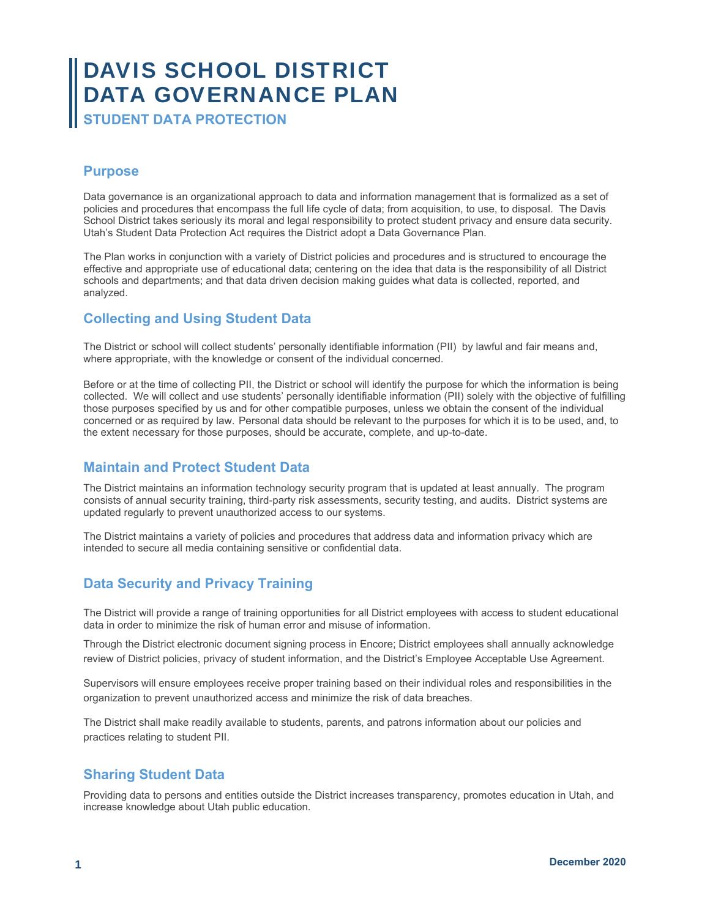# DAVIS SCHOOL DISTRICT DATA GOVERNANCE PLAN

### STUDENT DATA PROTECTION

## Purpose

Data governance is an organizational approach to data and information management that is formalized as a set of policies and procedures that encompass the full life cycle of data; from acquisition, to use, to disposal. The Davis School District takes seriously its moral and legal responsibility to protect student privacy and ensure data security. Utah's Student Data Protection Act requires the District adopt a Data Governance Plan.

The Plan works in conjunction with a variety of District policies and procedures and is structured to encourage the effective and appropriate use of educational data; centering on the idea that data is the responsibility of all District schools and departments; and that data driven decision making guides what data is collected, reported, and analyzed.

## Collecting and Using Student Data

The District or school will collect students' personally identifiable information (PII) by lawful and fair means and, where appropriate, with the knowledge or consent of the individual concerned.

Before or at the time of collecting PII, the District or school will identify the purpose for which the information is being collected. We will collect and use students' personally identifiable information (PII) solely with the objective of fulfilling those purposes specified by us and for other compatible purposes, unless we obtain the consent of the individual concerned or as required by law. Personal data should be relevant to the purposes for which it is to be used, and, to the extent necessary for those purposes, should be accurate, complete, and up-to-date.

## Maintain and Protect Student Data

The District maintains an information technology security program that is updated at least annually. The program consists of annual security training, third-party risk assessments, security testing, and audits. District systems are updated regularly to prevent unauthorized access to our systems.

The District maintains a variety of policies and procedures that address data and information privacy which are intended to secure all media containing sensitive or confidential data.

## Data Security and Privacy Training

The District will provide a range of training opportunities for all District employees with access to student educational data in order to minimize the risk of human error and misuse of information.

Through the District electronic document signing process in Encore; District employees shall annually acknowledge review of District policies, privacy of student information, and the District's Employee Acceptable Use Agreement.

Supervisors will ensure employees receive proper training based on their individual roles and responsibilities in the organization to prevent unauthorized access and minimize the risk of data breaches.

The District shall make readily available to students, parents, and patrons information about our policies and practices relating to student PII.

## Sharing Student Data

Providing data to persons and entities outside the District increases transparency, promotes education in Utah, and increase knowledge about Utah public education.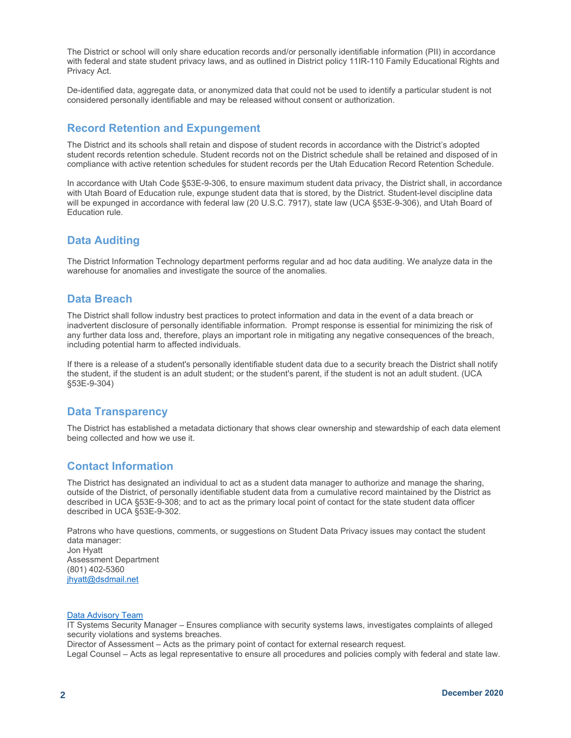The District or school will only share education records and/or personally identifiable information (PII) in accordance with federal and state student privacy laws, and as outlined in District policy 11IR-110 Family Educational Rights and Privacy Act.

De-identified data, aggregate data, or anonymized data that could not be used to identify a particular student is not considered personally identifiable and may be released without consent or authorization.

## Record Retention and Expungement

The District and its schools shall retain and dispose of student records in accordance with the District's adopted student records retention schedule. Student records not on the District schedule shall be retained and disposed of in compliance with active retention schedules for student records per the Utah Education Record Retention Schedule.

In accordance with Utah Code §53E-9-306, to ensure maximum student data privacy, the District shall, in accordance with Utah Board of Education rule, expunge student data that is stored, by the District. Student-level discipline data will be expunged in accordance with federal law (20 U.S.C. 7917), state law (UCA §53E-9-306), and Utah Board of Education rule.

## Data Auditing

The District Information Technology department performs regular and ad hoc data auditing. We analyze data in the warehouse for anomalies and investigate the source of the anomalies.

## Data Breach

The District shall follow industry best practices to protect information and data in the event of a data breach or inadvertent disclosure of personally identifiable information. Prompt response is essential for minimizing the risk of any further data loss and, therefore, plays an important role in mitigating any negative consequences of the breach, including potential harm to affected individuals.

If there is a release of a student's personally identifiable student data due to a security breach the District shall notify the student, if the student is an adult student; or the student's parent, if the student is not an adult student. (UCA §53E-9-304)

## Data Transparency

The District has established a metadata dictionary that shows clear ownership and stewardship of each data element being collected and how we use it.

## Contact Information

The District has designated an individual to act as a student data manager to authorize and manage the sharing, outside of the District, of personally identifiable student data from a cumulative record maintained by the District as described in UCA §53E-9-308; and to act as the primary local point of contact for the state student data officer described in UCA §53E-9-302.

Patrons who have questions, comments, or suggestions on Student Data Privacy issues may contact the student data manager:
Jon Hyatt
Assessment Department
(801) 402-5360
jhyatt@dsdmail.net

Data Advisory Team
IT Systems Security Manager – Ensures compliance with security systems laws, investigates complaints of alleged security violations and systems breaches.
Director of Assessment – Acts as the primary point of contact for external research request.
Legal Counsel – Acts as legal representative to ensure all procedures and policies comply with federal and state law.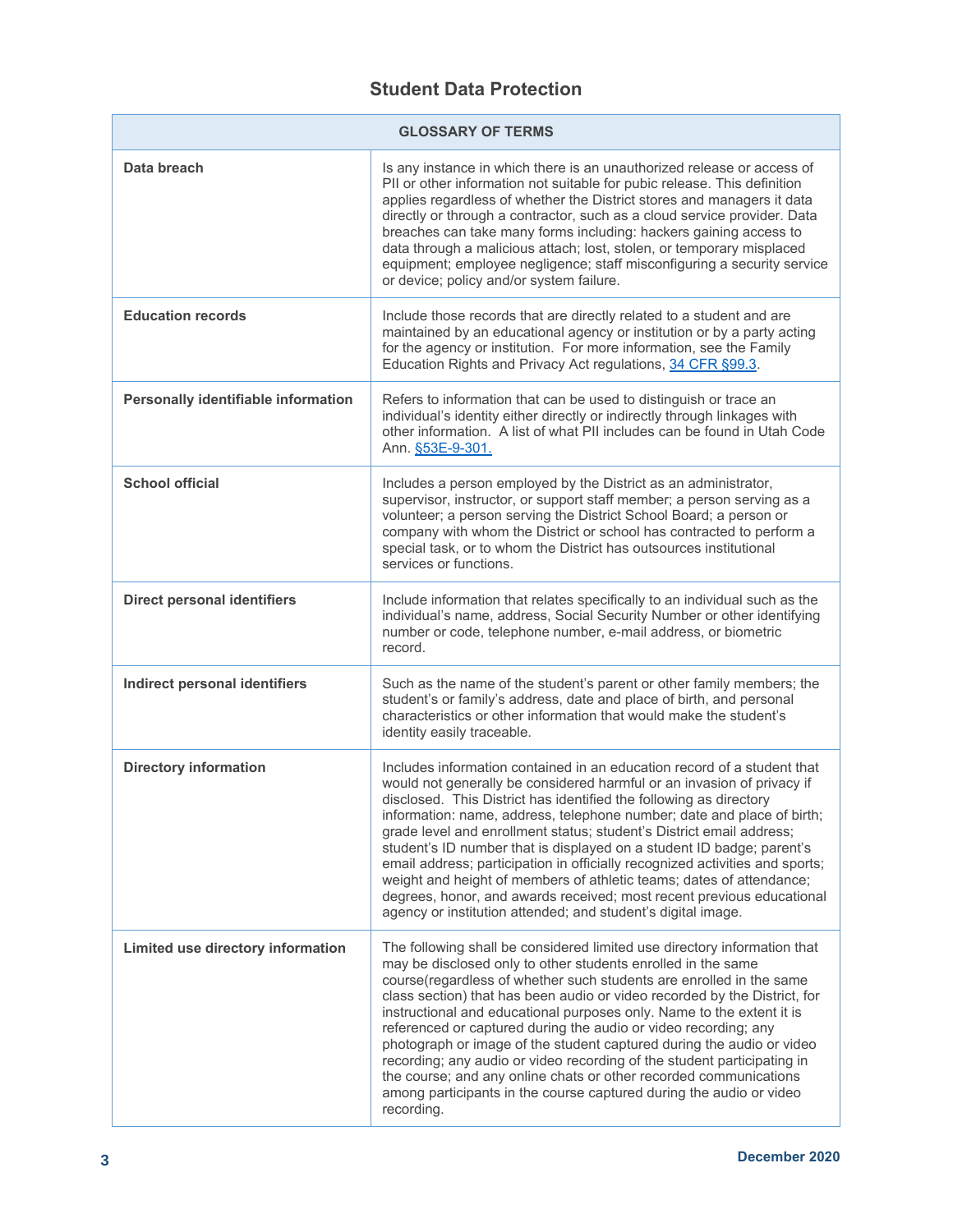## Student Data Protection

| GLOSSARY OF TERMS | |
|---|---|
| **Data breach** | Is any instance in which there is an unauthorized release or access of PII or other information not suitable for pubic release. This definition applies regardless of whether the District stores and managers it data directly or through a contractor, such as a cloud service provider. Data breaches can take many forms including: hackers gaining access to data through a malicious attach; lost, stolen, or temporary misplaced equipment; employee negligence; staff misconfiguring a security service or device; policy and/or system failure. |
| **Education records** | Include those records that are directly related to a student and are maintained by an educational agency or institution or by a party acting for the agency or institution. For more information, see the Family Education Rights and Privacy Act regulations, 34 CFR §99.3. |
| **Personally identifiable information** | Refers to information that can be used to distinguish or trace an individual's identity either directly or indirectly through linkages with other information. A list of what PII includes can be found in Utah Code Ann. §53E-9-301. |
| **School official** | Includes a person employed by the District as an administrator, supervisor, instructor, or support staff member; a person serving as a volunteer; a person serving the District School Board; a person or company with whom the District or school has contracted to perform a special task, or to whom the District has outsources institutional services or functions. |
| **Direct personal identifiers** | Include information that relates specifically to an individual such as the individual's name, address, Social Security Number or other identifying number or code, telephone number, e-mail address, or biometric record. |
| **Indirect personal identifiers** | Such as the name of the student's parent or other family members; the student's or family's address, date and place of birth, and personal characteristics or other information that would make the student's identity easily traceable. |
| **Directory information** | Includes information contained in an education record of a student that would not generally be considered harmful or an invasion of privacy if disclosed. This District has identified the following as directory information: name, address, telephone number; date and place of birth; grade level and enrollment status; student's District email address; student's ID number that is displayed on a student ID badge; parent's email address; participation in officially recognized activities and sports; weight and height of members of athletic teams; dates of attendance; degrees, honor, and awards received; most recent previous educational agency or institution attended; and student's digital image. |
| **Limited use directory information** | The following shall be considered limited use directory information that may be disclosed only to other students enrolled in the same course(regardless of whether such students are enrolled in the same class section) that has been audio or video recorded by the District, for instructional and educational purposes only. Name to the extent it is referenced or captured during the audio or video recording; any photograph or image of the student captured during the audio or video recording; any audio or video recording of the student participating in the course; and any online chats or other recorded communications among participants in the course captured during the audio or video recording. |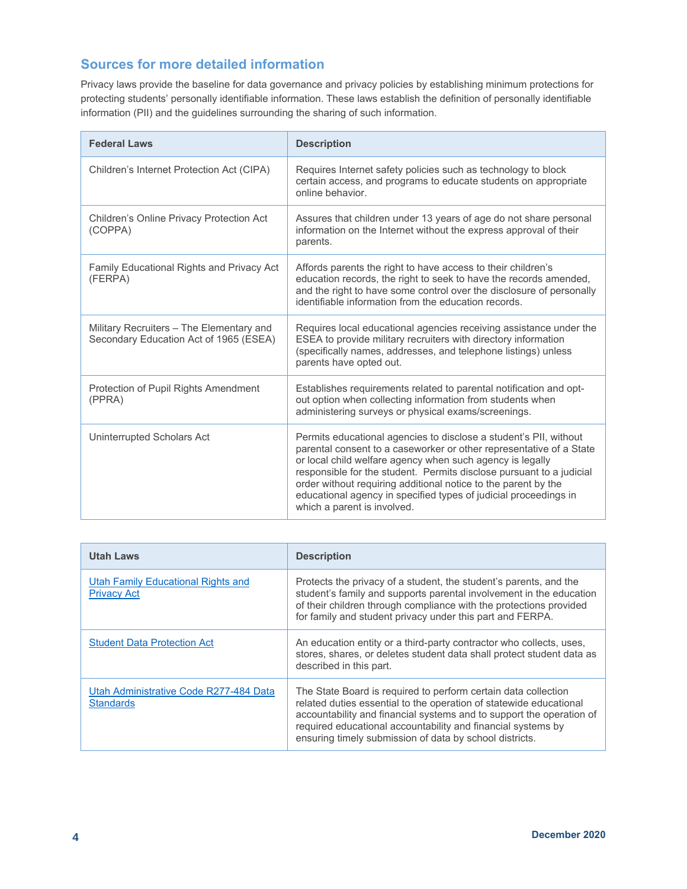## Sources for more detailed information

Privacy laws provide the baseline for data governance and privacy policies by establishing minimum protections for protecting students' personally identifiable information. These laws establish the definition of personally identifiable information (PII) and the guidelines surrounding the sharing of such information.

| Federal Laws | Description |
|---|---|
| Children's Internet Protection Act (CIPA) | Requires Internet safety policies such as technology to block certain access, and programs to educate students on appropriate online behavior. |
| Children's Online Privacy Protection Act (COPPA) | Assures that children under 13 years of age do not share personal information on the Internet without the express approval of their parents. |
| Family Educational Rights and Privacy Act (FERPA) | Affords parents the right to have access to their children's education records, the right to seek to have the records amended, and the right to have some control over the disclosure of personally identifiable information from the education records. |
| Military Recruiters – The Elementary and Secondary Education Act of 1965 (ESEA) | Requires local educational agencies receiving assistance under the ESEA to provide military recruiters with directory information (specifically names, addresses, and telephone listings) unless parents have opted out. |
| Protection of Pupil Rights Amendment (PPRA) | Establishes requirements related to parental notification and opt-out option when collecting information from students when administering surveys or physical exams/screenings. |
| Uninterrupted Scholars Act | Permits educational agencies to disclose a student's PII, without parental consent to a caseworker or other representative of a State or local child welfare agency when such agency is legally responsible for the student. Permits disclose pursuant to a judicial order without requiring additional notice to the parent by the educational agency in specified types of judicial proceedings in which a parent is involved. |

| Utah Laws | Description |
|---|---|
| Utah Family Educational Rights and Privacy Act | Protects the privacy of a student, the student's parents, and the student's family and supports parental involvement in the education of their children through compliance with the protections provided for family and student privacy under this part and FERPA. |
| Student Data Protection Act | An education entity or a third-party contractor who collects, uses, stores, shares, or deletes student data shall protect student data as described in this part. |
| Utah Administrative Code R277-484 Data Standards | The State Board is required to perform certain data collection related duties essential to the operation of statewide educational accountability and financial systems and to support the operation of required educational accountability and financial systems by ensuring timely submission of data by school districts. |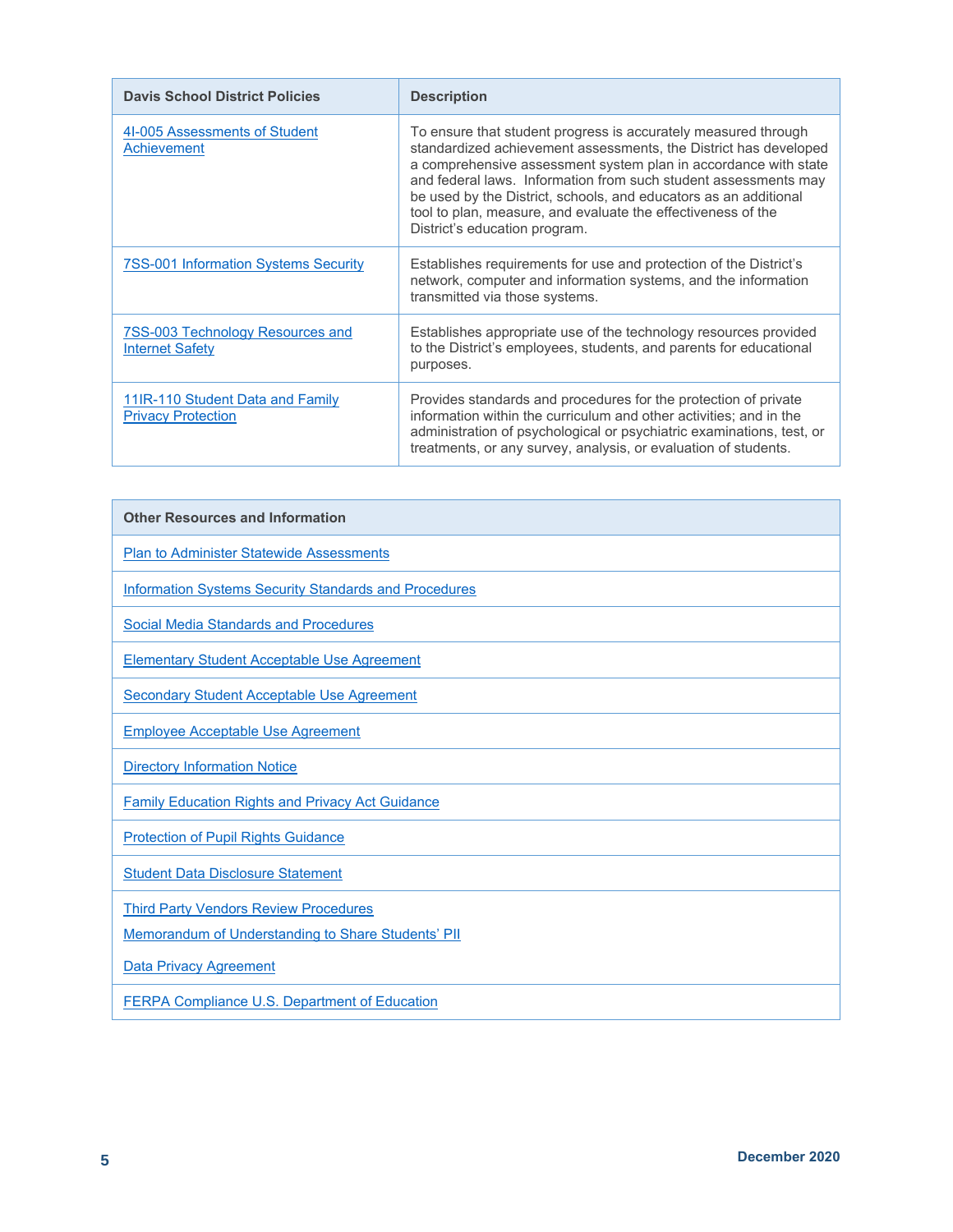| Davis School District Policies | Description |
| --- | --- |
| 4I-005 Assessments of Student Achievement | To ensure that student progress is accurately measured through standardized achievement assessments, the District has developed a comprehensive assessment system plan in accordance with state and federal laws. Information from such student assessments may be used by the District, schools, and educators as an additional tool to plan, measure, and evaluate the effectiveness of the District's education program. |
| 7SS-001 Information Systems Security | Establishes requirements for use and protection of the District's network, computer and information systems, and the information transmitted via those systems. |
| 7SS-003 Technology Resources and Internet Safety | Establishes appropriate use of the technology resources provided to the District's employees, students, and parents for educational purposes. |
| 11IR-110 Student Data and Family Privacy Protection | Provides standards and procedures for the protection of private information within the curriculum and other activities; and in the administration of psychological or psychiatric examinations, test, or treatments, or any survey, analysis, or evaluation of students. |

| Other Resources and Information |
| --- |
| Plan to Administer Statewide Assessments |
| Information Systems Security Standards and Procedures |
| Social Media Standards and Procedures |
| Elementary Student Acceptable Use Agreement |
| Secondary Student Acceptable Use Agreement |
| Employee Acceptable Use Agreement |
| Directory Information Notice |
| Family Education Rights and Privacy Act Guidance |
| Protection of Pupil Rights Guidance |
| Student Data Disclosure Statement |
| Third Party Vendors Review Procedures<br>Memorandum of Understanding to Share Students' PII<br>Data Privacy Agreement |
| FERPA Compliance U.S. Department of Education |

December 2020